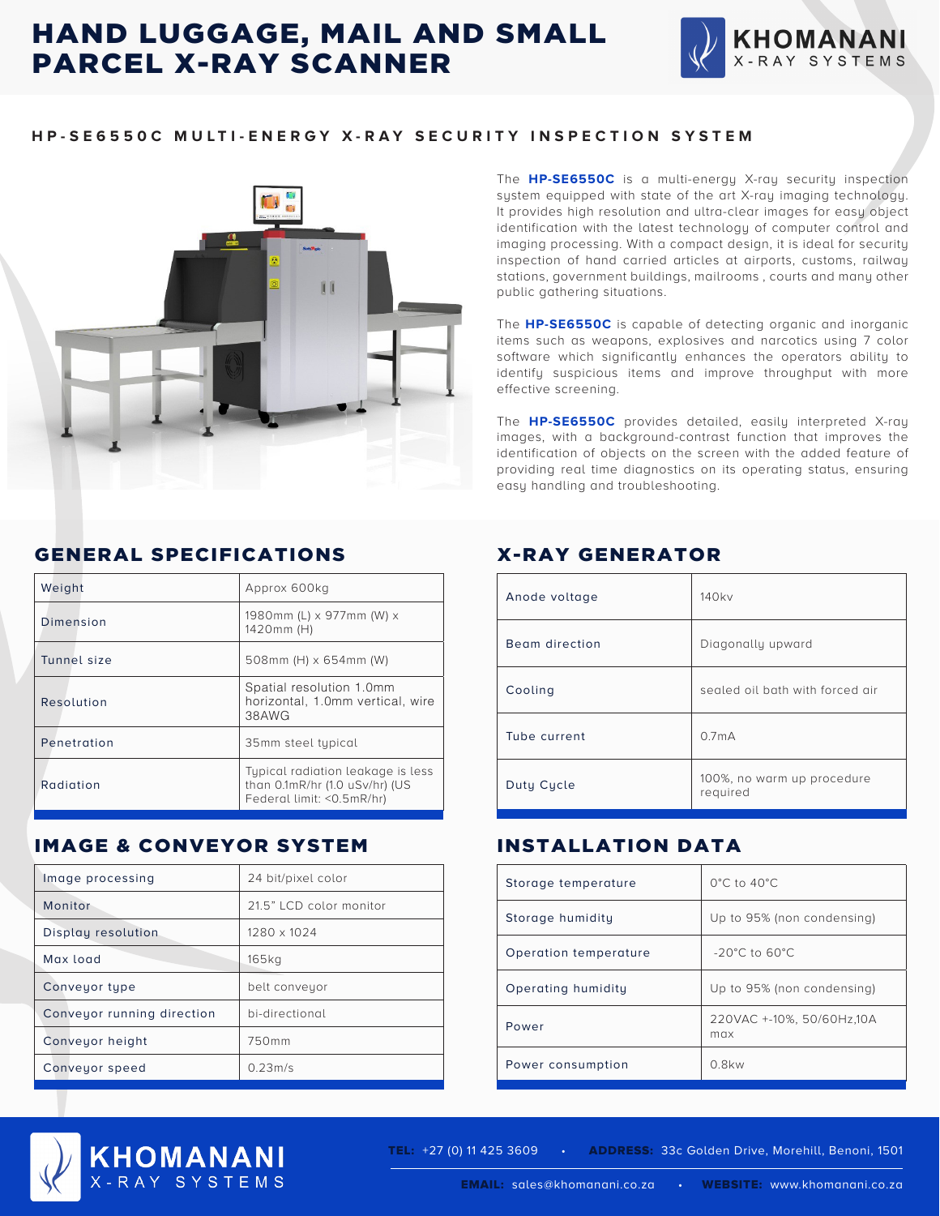# HAND LUGGAGE, MAIL AND SMALL PARCEL X-RAY SCANNER

KHOMANANI X-RAY SYSTEMS

## HP-SE6550C MULTI-ENERGY X-RAY SECURITY INSPECTION SYSTEM

The **HP-SE6550C** is a multi-energy X-ray security inspection system equipped with state of the art X-ray imaging technology. It provides high resolution and ultra-clear images for easy object identification with the latest technology of computer control and imaging processing. With a compact design, it is ideal for security inspection of hand carried articles at airports, customs, railway stations, government buildings, mailrooms , courts and many other public gathering situations.

The **HP-SE6550C** is capable of detecting organic and inorganic items such as weapons, explosives and narcotics using 7 color software which significantly enhances the operators ability to identify suspicious items and improve throughput with more effective screening.

The **HP-SE6550C** provides detailed, easily interpreted X-ray images, with a background-contrast function that improves the identification of objects on the screen with the added feature of providing real time diagnostics on its operating status, ensuring easy handling and troubleshooting.

## GENERAL SPECIFICATIONS

| | |
|---|---|
| Weight | Approx 600kg |
| Dimension | 1980mm (L) x 977mm (W) x 1420mm (H) |
| Tunnel size | 508mm (H) x 654mm (W) |
| Resolution | Spatial resolution 1.0mm horizontal, 1.0mm vertical, wire 38AWG |
| Penetration | 35mm steel typical |
| Radiation | Typical radiation leakage is less than 0.1mR/hr (1.0 uSv/hr) (US Federal limit: <0.5mR/hr) |

## X-RAY GENERATOR

| | |
|---|---|
| Anode voltage | 140kv |
| Beam direction | Diagonally upward |
| Cooling | sealed oil bath with forced air |
| Tube current | 0.7mA |
| Duty Cycle | 100%, no warm up procedure required |

## IMAGE & CONVEYOR SYSTEM

| | |
|---|---|
| Image processing | 24 bit/pixel color |
| Monitor | 21.5" LCD color monitor |
| Display resolution | 1280 x 1024 |
| Max load | 165kg |
| Conveyor type | belt conveyor |
| Conveyor running direction | bi-directional |
| Conveyor height | 750mm |
| Conveyor speed | 0.23m/s |

## INSTALLATION DATA

| | |
|---|---|
| Storage temperature | 0°C to 40°C |
| Storage humidity | Up to 95% (non condensing) |
| Operation temperature | -20°C to 60°C |
| Operating humidity | Up to 95% (non condensing) |
| Power | 220VAC +-10%, 50/60Hz,10A max |
| Power consumption | 0.8kw |

KHOMANANI X-RAY SYSTEMS

**TEL:** +27 (0) 11 425 3609 • **ADDRESS:** 33c Golden Drive, Morehill, Benoni, 1501

**EMAIL:** sales@khomanani.co.za • **WEBSITE:** www.khomanani.co.za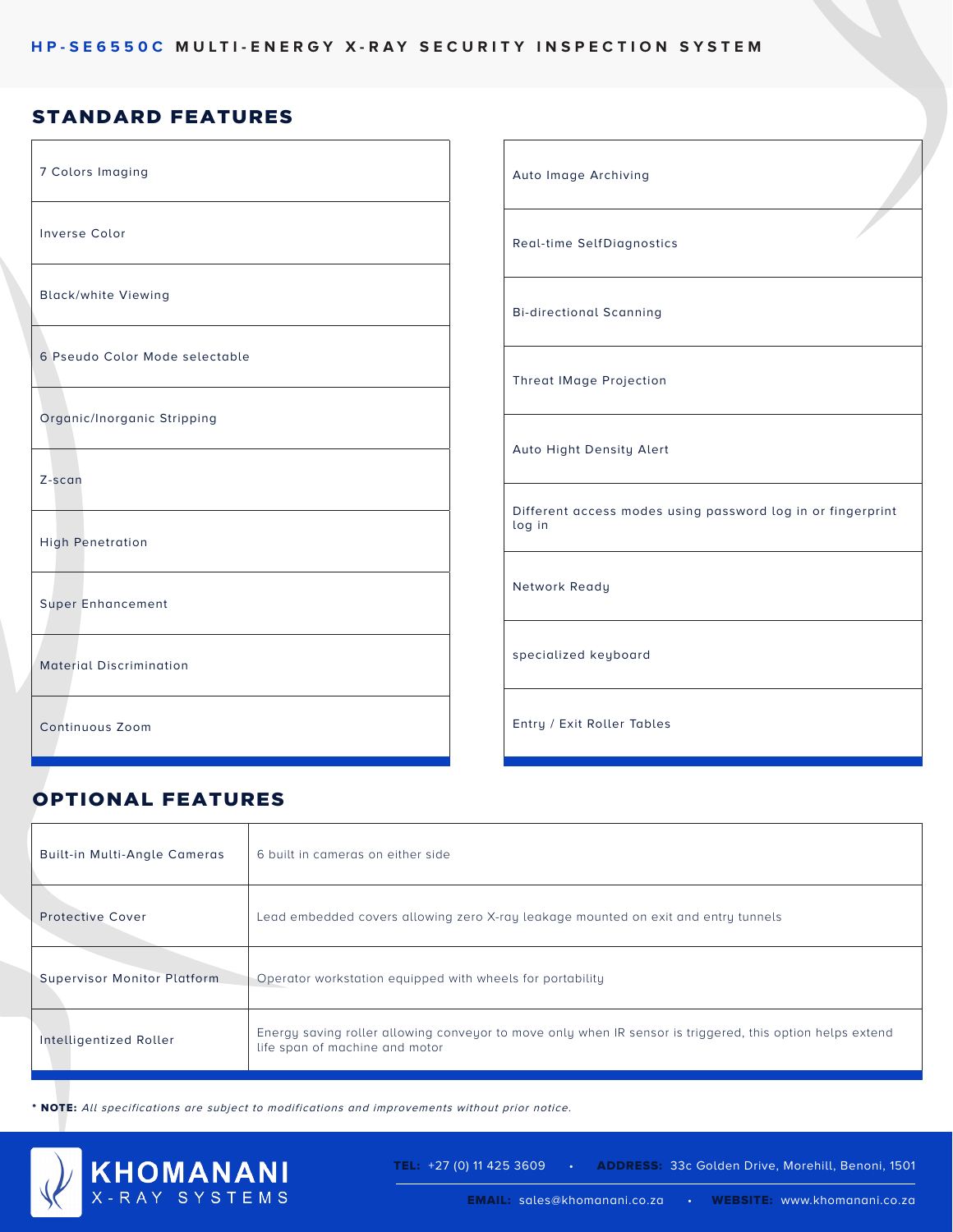**HP-SE6550C** MULTI-ENERGY X-RAY SECURITY INSPECTION SYSTEM

## STANDARD FEATURES

| | |
|---|---|
| 7 Colors Imaging | Auto Image Archiving |
| Inverse Color | Real-time SelfDiagnostics |
| Black/white Viewing | Bi-directional Scanning |
| 6 Pseudo Color Mode selectable | Threat IMage Projection |
| Organic/Inorganic Stripping | Auto Hight Density Alert |
| Z-scan | Different access modes using password log in or fingerprint log in |
| High Penetration | Network Ready |
| Super Enhancement | specialized keyboard |
| Material Discrimination | Entry / Exit Roller Tables |
| Continuous Zoom | |

## OPTIONAL FEATURES

| | |
|---|---|
| Built-in Multi-Angle Cameras | 6 built in cameras on either side |
| Protective Cover | Lead embedded covers allowing zero X-ray leakage mounted on exit and entry tunnels |
| Supervisor Monitor Platform | Operator workstation equipped with wheels for portability |
| Intelligentized Roller | Energy saving roller allowing conveyor to move only when IR sensor is triggered, this option helps extend life span of machine and motor |

**\* NOTE:** *All specifications are subject to modifications and improvements without prior notice.*

**KHOMANANI** X-RAY SYSTEMS

**TEL:** +27 (0) 11 425 3609 • **ADDRESS:** 33c Golden Drive, Morehill, Benoni, 1501

**EMAIL:** sales@khomanani.co.za • **WEBSITE:** www.khomanani.co.za